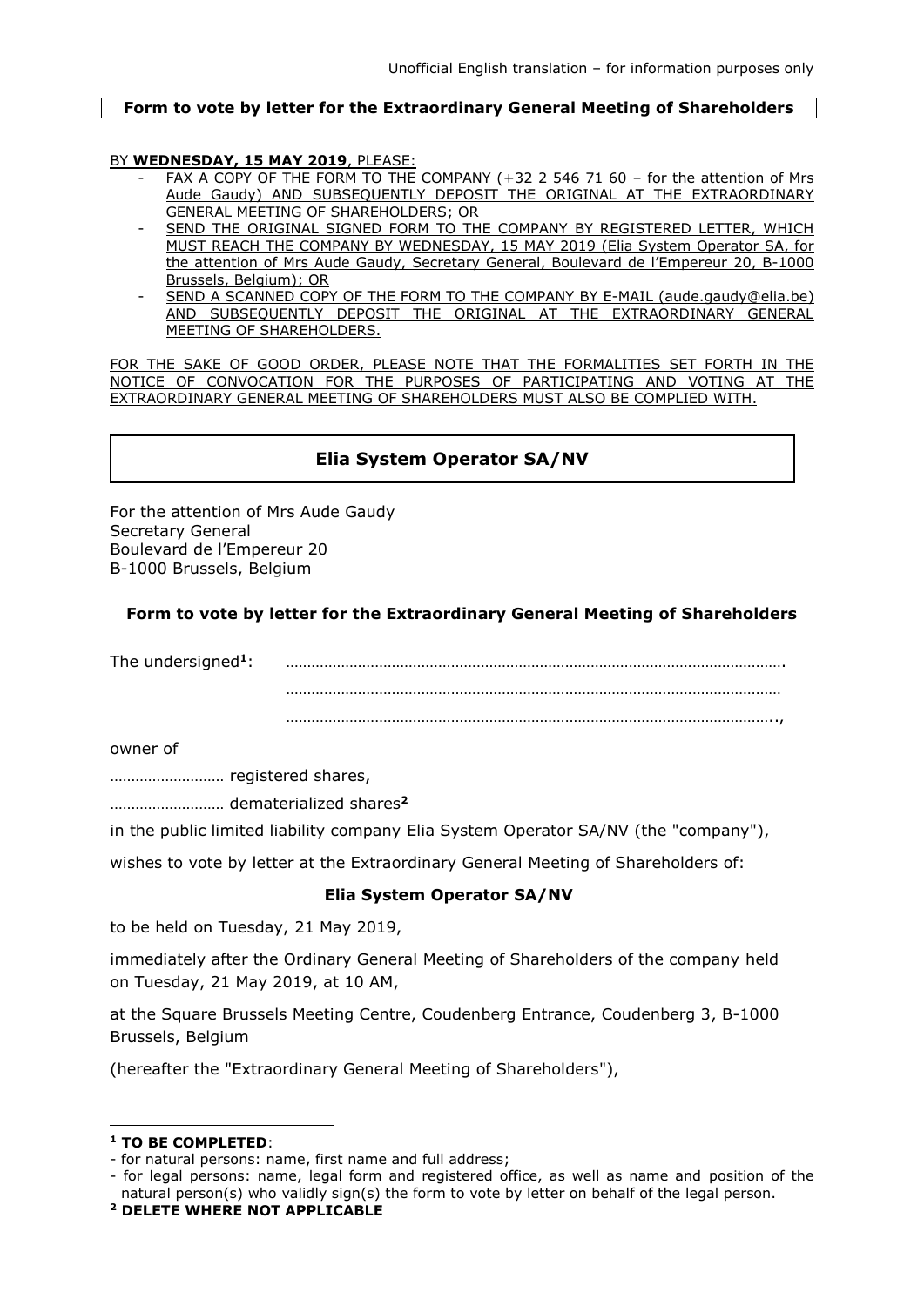Unofficial English translation – for information purposes only

**Form to vote by letter for the Extraordinary General Meeting of Shareholders**

BY **WEDNESDAY, 15 MAY 2019**, PLEASE:

- FAX A COPY OF THE FORM TO THE COMPANY (+32 2 546 71 60 – for the attention of Mrs Aude Gaudy) AND SUBSEQUENTLY DEPOSIT THE ORIGINAL AT THE EXTRAORDINARY GENERAL MEETING OF SHAREHOLDERS; OR
- SEND THE ORIGINAL SIGNED FORM TO THE COMPANY BY REGISTERED LETTER, WHICH MUST REACH THE COMPANY BY WEDNESDAY, 15 MAY 2019 (Elia System Operator SA, for the attention of Mrs Aude Gaudy, Secretary General, Boulevard de l'Empereur 20, B-1000 Brussels, Belgium); OR
- SEND A SCANNED COPY OF THE FORM TO THE COMPANY BY E-MAIL (aude.gaudy@elia.be) AND SUBSEQUENTLY DEPOSIT THE ORIGINAL AT THE EXTRAORDINARY GENERAL MEETING OF SHAREHOLDERS.

FOR THE SAKE OF GOOD ORDER, PLEASE NOTE THAT THE FORMALITIES SET FORTH IN THE NOTICE OF CONVOCATION FOR THE PURPOSES OF PARTICIPATING AND VOTING AT THE EXTRAORDINARY GENERAL MEETING OF SHAREHOLDERS MUST ALSO BE COMPLIED WITH.

## Elia System Operator SA/NV

For the attention of Mrs Aude Gaudy
Secretary General
Boulevard de l'Empereur 20
B-1000 Brussels, Belgium

### Form to vote by letter for the Extraordinary General Meeting of Shareholders

The undersigned[1]: …………………………………………………………………………………………………….
……………………………………………………………………………………………………
……………………………………………………………………………………………………..,

owner of

……………………… registered shares,

……………………… dematerialized shares[2]

in the public limited liability company Elia System Operator SA/NV (the "company"),

wishes to vote by letter at the Extraordinary General Meeting of Shareholders of:

**Elia System Operator SA/NV**

to be held on Tuesday, 21 May 2019,

immediately after the Ordinary General Meeting of Shareholders of the company held on Tuesday, 21 May 2019, at 10 AM,

at the Square Brussels Meeting Centre, Coudenberg Entrance, Coudenberg 3, B-1000 Brussels, Belgium

(hereafter the "Extraordinary General Meeting of Shareholders"),

---

[1] **TO BE COMPLETED**:
- for natural persons: name, first name and full address;
- for legal persons: name, legal form and registered office, as well as name and position of the natural person(s) who validly sign(s) the form to vote by letter on behalf of the legal person.

[2] **DELETE WHERE NOT APPLICABLE**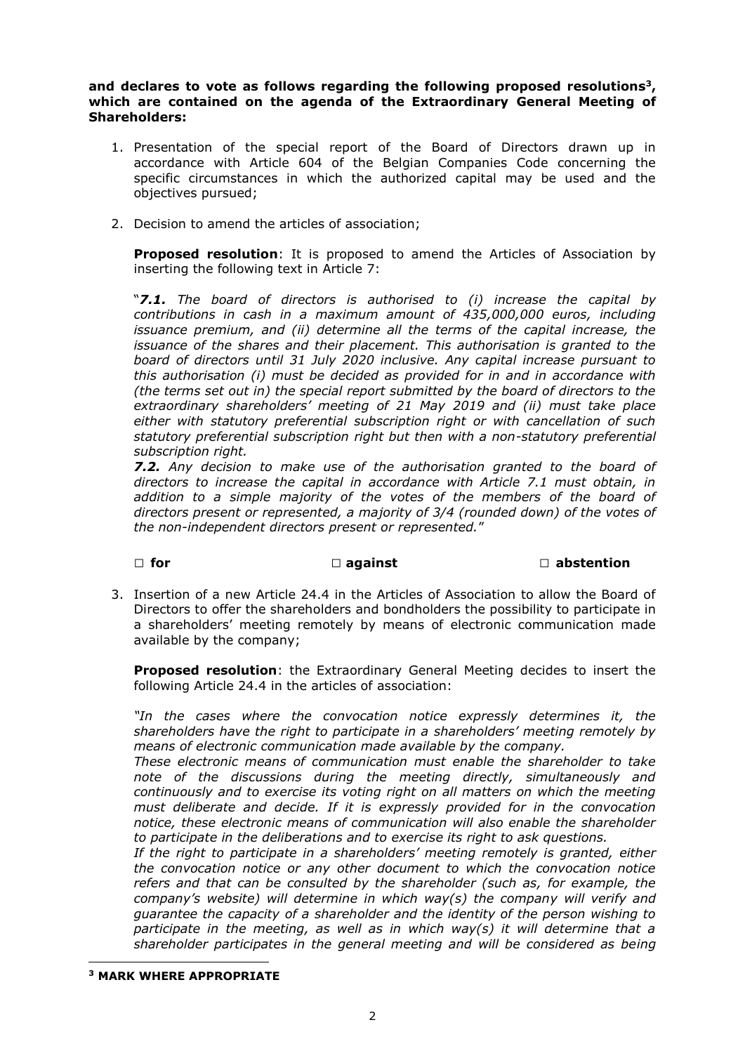**and declares to vote as follows regarding the following proposed resolutions[3], which are contained on the agenda of the Extraordinary General Meeting of Shareholders:**

1. Presentation of the special report of the Board of Directors drawn up in accordance with Article 604 of the Belgian Companies Code concerning the specific circumstances in which the authorized capital may be used and the objectives pursued;

2. Decision to amend the articles of association;

   **Proposed resolution**: It is proposed to amend the Articles of Association by inserting the following text in Article 7:

   "***7.1.*** *The board of directors is authorised to (i) increase the capital by contributions in cash in a maximum amount of 435,000,000 euros, including issuance premium, and (ii) determine all the terms of the capital increase, the issuance of the shares and their placement. This authorisation is granted to the board of directors until 31 July 2020 inclusive. Any capital increase pursuant to this authorisation (i) must be decided as provided for in and in accordance with (the terms set out in) the special report submitted by the board of directors to the extraordinary shareholders' meeting of 21 May 2019 and (ii) must take place either with statutory preferential subscription right or with cancellation of such statutory preferential subscription right but then with a non-statutory preferential subscription right.*
   ***7.2.*** *Any decision to make use of the authorisation granted to the board of directors to increase the capital in accordance with Article 7.1 must obtain, in addition to a simple majority of the votes of the members of the board of directors present or represented, a majority of 3/4 (rounded down) of the votes of the non-independent directors present or represented.*"

   **□ for** **□ against** **□ abstention**

3. Insertion of a new Article 24.4 in the Articles of Association to allow the Board of Directors to offer the shareholders and bondholders the possibility to participate in a shareholders' meeting remotely by means of electronic communication made available by the company;

   **Proposed resolution**: the Extraordinary General Meeting decides to insert the following Article 24.4 in the articles of association:

   *"In the cases where the convocation notice expressly determines it, the shareholders have the right to participate in a shareholders' meeting remotely by means of electronic communication made available by the company.*
   *These electronic means of communication must enable the shareholder to take note of the discussions during the meeting directly, simultaneously and continuously and to exercise its voting right on all matters on which the meeting must deliberate and decide. If it is expressly provided for in the convocation notice, these electronic means of communication will also enable the shareholder to participate in the deliberations and to exercise its right to ask questions.*
   *If the right to participate in a shareholders' meeting remotely is granted, either the convocation notice or any other document to which the convocation notice refers and that can be consulted by the shareholder (such as, for example, the company's website) will determine in which way(s) the company will verify and guarantee the capacity of a shareholder and the identity of the person wishing to participate in the meeting, as well as in which way(s) it will determine that a shareholder participates in the general meeting and will be considered as being*

---

[3] **MARK WHERE APPROPRIATE**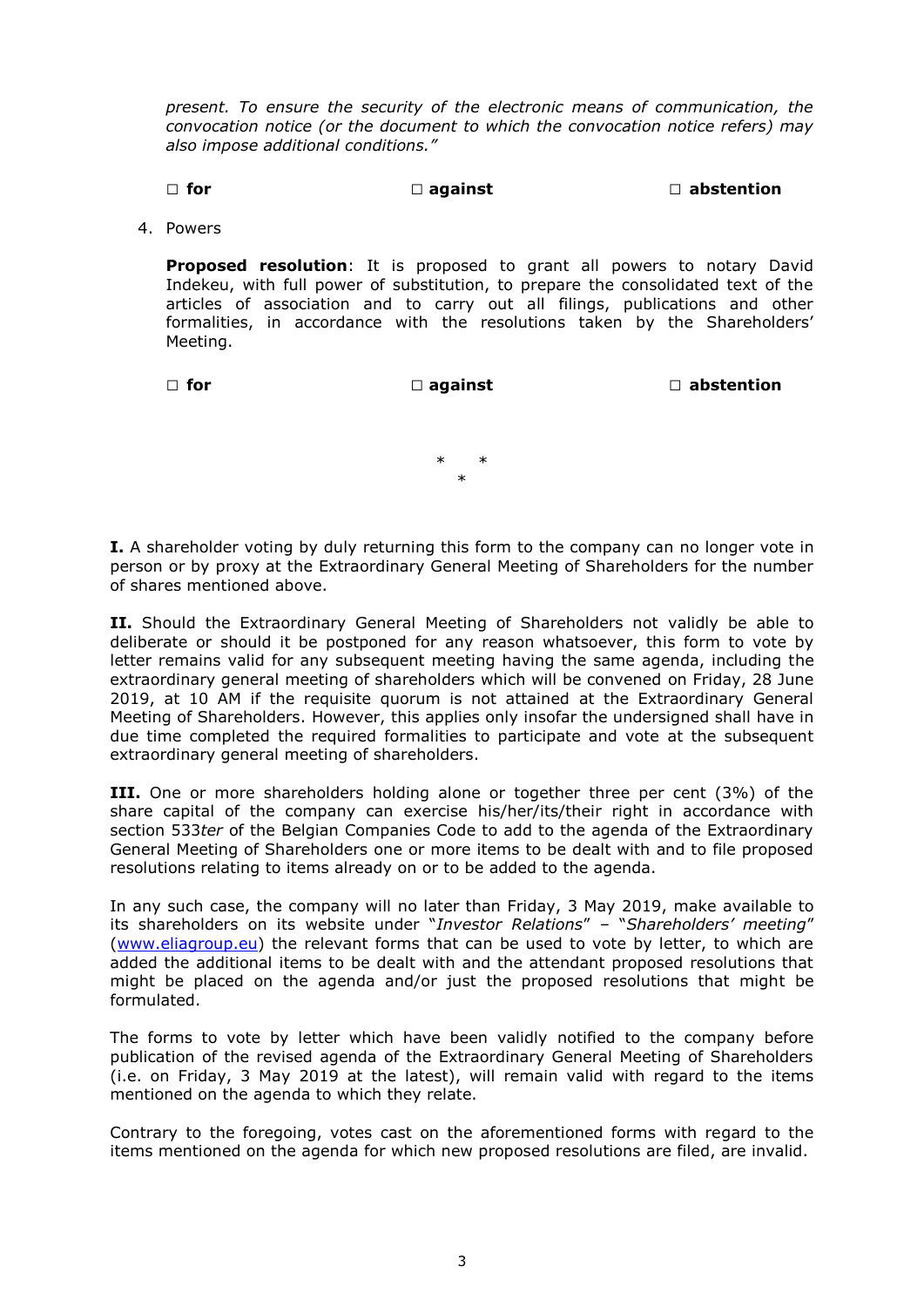*present. To ensure the security of the electronic means of communication, the convocation notice (or the document to which the convocation notice refers) may also impose additional conditions."*

□ **for** □ **against** □ **abstention**

4. Powers

   **Proposed resolution**: It is proposed to grant all powers to notary David Indekeu, with full power of substitution, to prepare the consolidated text of the articles of association and to carry out all filings, publications and other formalities, in accordance with the resolutions taken by the Shareholders' Meeting.

   □ **for** □ **against** □ **abstention**

\* \* \*

**I.** A shareholder voting by duly returning this form to the company can no longer vote in person or by proxy at the Extraordinary General Meeting of Shareholders for the number of shares mentioned above.

**II.** Should the Extraordinary General Meeting of Shareholders not validly be able to deliberate or should it be postponed for any reason whatsoever, this form to vote by letter remains valid for any subsequent meeting having the same agenda, including the extraordinary general meeting of shareholders which will be convened on Friday, 28 June 2019, at 10 AM if the requisite quorum is not attained at the Extraordinary General Meeting of Shareholders. However, this applies only insofar the undersigned shall have in due time completed the required formalities to participate and vote at the subsequent extraordinary general meeting of shareholders.

**III.** One or more shareholders holding alone or together three per cent (3%) of the share capital of the company can exercise his/her/its/their right in accordance with section 533*ter* of the Belgian Companies Code to add to the agenda of the Extraordinary General Meeting of Shareholders one or more items to be dealt with and to file proposed resolutions relating to items already on or to be added to the agenda.

In any such case, the company will no later than Friday, 3 May 2019, make available to its shareholders on its website under "*Investor Relations*" – "*Shareholders' meeting*" (www.eliagroup.eu) the relevant forms that can be used to vote by letter, to which are added the additional items to be dealt with and the attendant proposed resolutions that might be placed on the agenda and/or just the proposed resolutions that might be formulated.

The forms to vote by letter which have been validly notified to the company before publication of the revised agenda of the Extraordinary General Meeting of Shareholders (i.e. on Friday, 3 May 2019 at the latest), will remain valid with regard to the items mentioned on the agenda to which they relate.

Contrary to the foregoing, votes cast on the aforementioned forms with regard to the items mentioned on the agenda for which new proposed resolutions are filed, are invalid.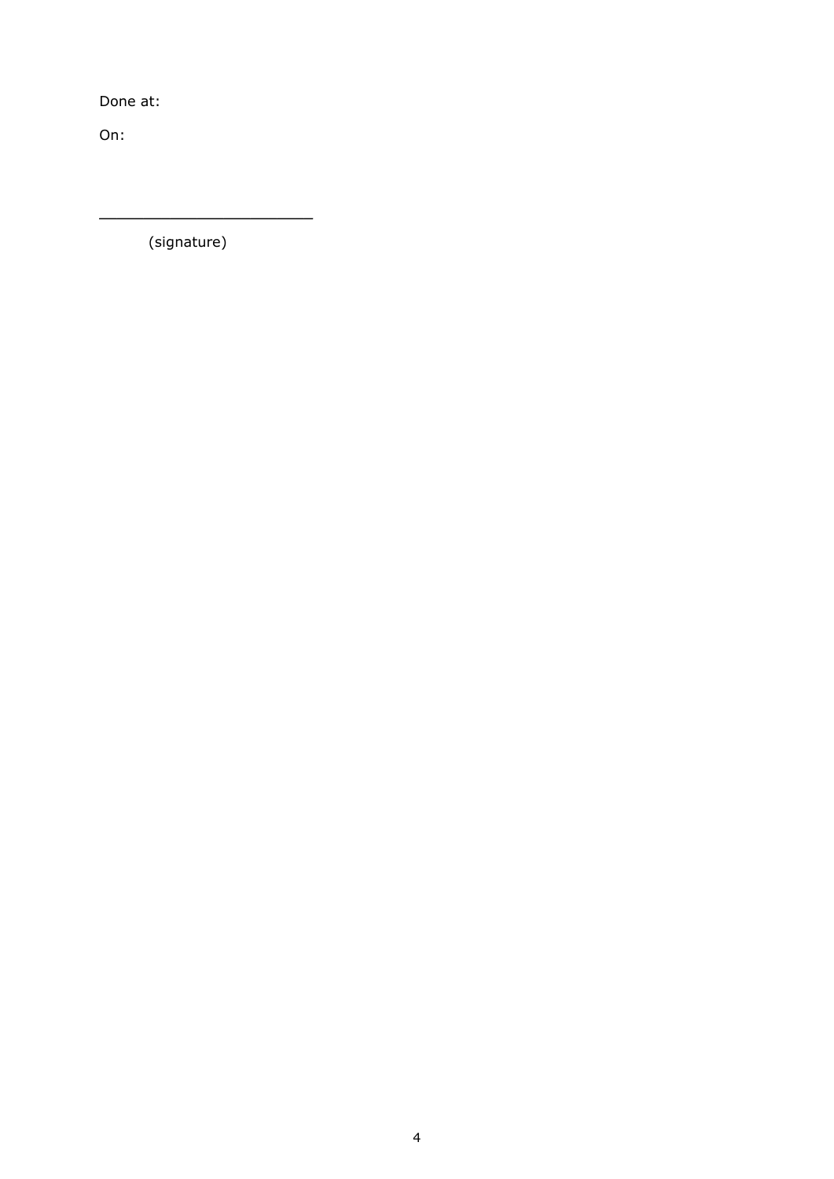Done at:

On:

\_\_\_\_\_\_\_\_\_\_\_\_\_\_\_\_\_\_\_\_\_\_\_\_\_

(signature)